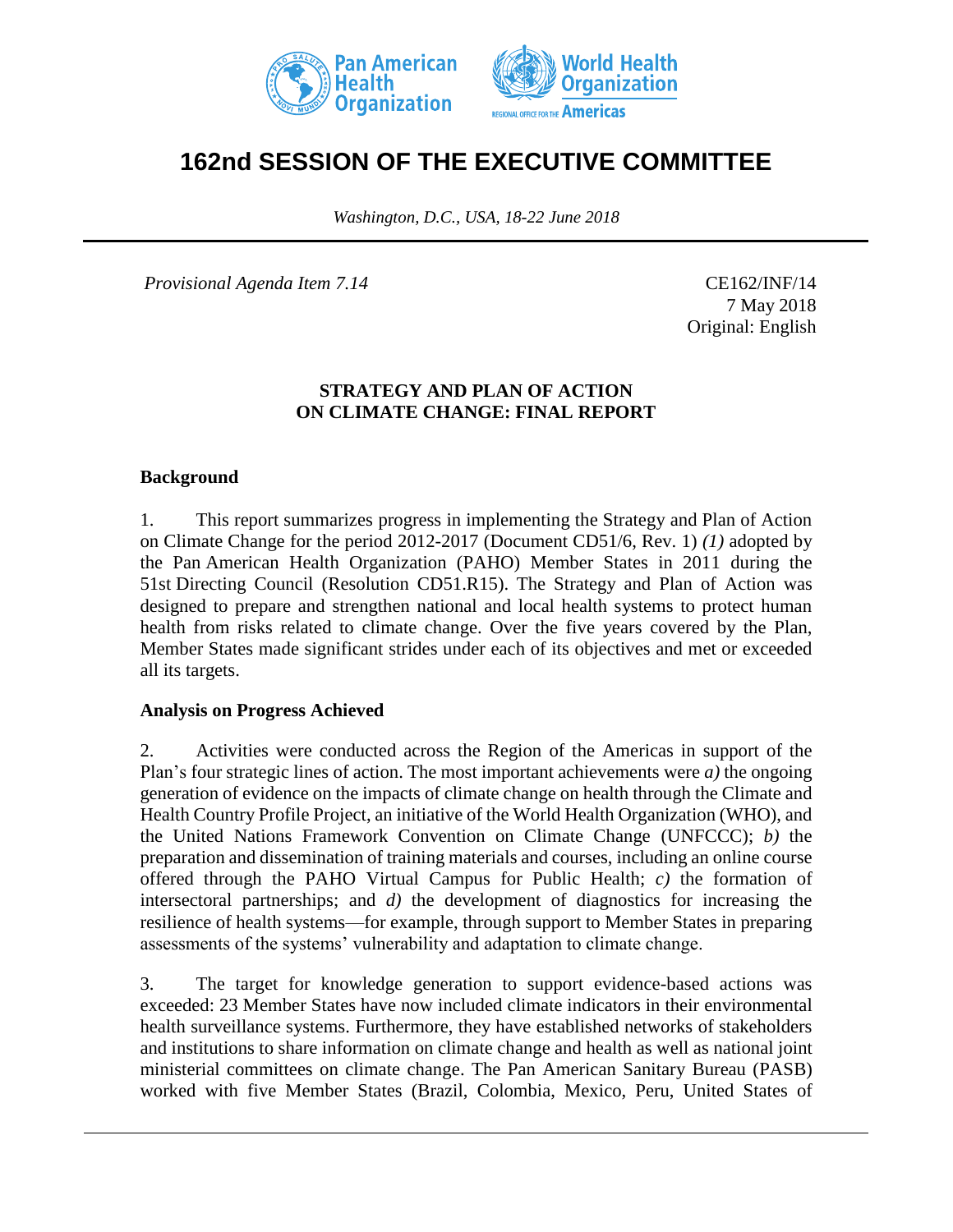# 162nd SESSION OF THE EXECUTIVE COMMITTEE

*Washington, D.C., USA, 18-22 June 2018*

*Provisional Agenda Item 7.14*

CE162/INF/14
7 May 2018
Original: English

**STRATEGY AND PLAN OF ACTION ON CLIMATE CHANGE: FINAL REPORT**

## Background

1. This report summarizes progress in implementing the Strategy and Plan of Action on Climate Change for the period 2012-2017 (Document CD51/6, Rev. 1) *(1)* adopted by the Pan American Health Organization (PAHO) Member States in 2011 during the 51st Directing Council (Resolution CD51.R15). The Strategy and Plan of Action was designed to prepare and strengthen national and local health systems to protect human health from risks related to climate change. Over the five years covered by the Plan, Member States made significant strides under each of its objectives and met or exceeded all its targets.

## Analysis on Progress Achieved

2. Activities were conducted across the Region of the Americas in support of the Plan's four strategic lines of action. The most important achievements were *a)* the ongoing generation of evidence on the impacts of climate change on health through the Climate and Health Country Profile Project, an initiative of the World Health Organization (WHO), and the United Nations Framework Convention on Climate Change (UNFCCC); *b)* the preparation and dissemination of training materials and courses, including an online course offered through the PAHO Virtual Campus for Public Health; *c)* the formation of intersectoral partnerships; and *d)* the development of diagnostics for increasing the resilience of health systems—for example, through support to Member States in preparing assessments of the systems' vulnerability and adaptation to climate change.

3. The target for knowledge generation to support evidence-based actions was exceeded: 23 Member States have now included climate indicators in their environmental health surveillance systems. Furthermore, they have established networks of stakeholders and institutions to share information on climate change and health as well as national joint ministerial committees on climate change. The Pan American Sanitary Bureau (PASB) worked with five Member States (Brazil, Colombia, Mexico, Peru, United States of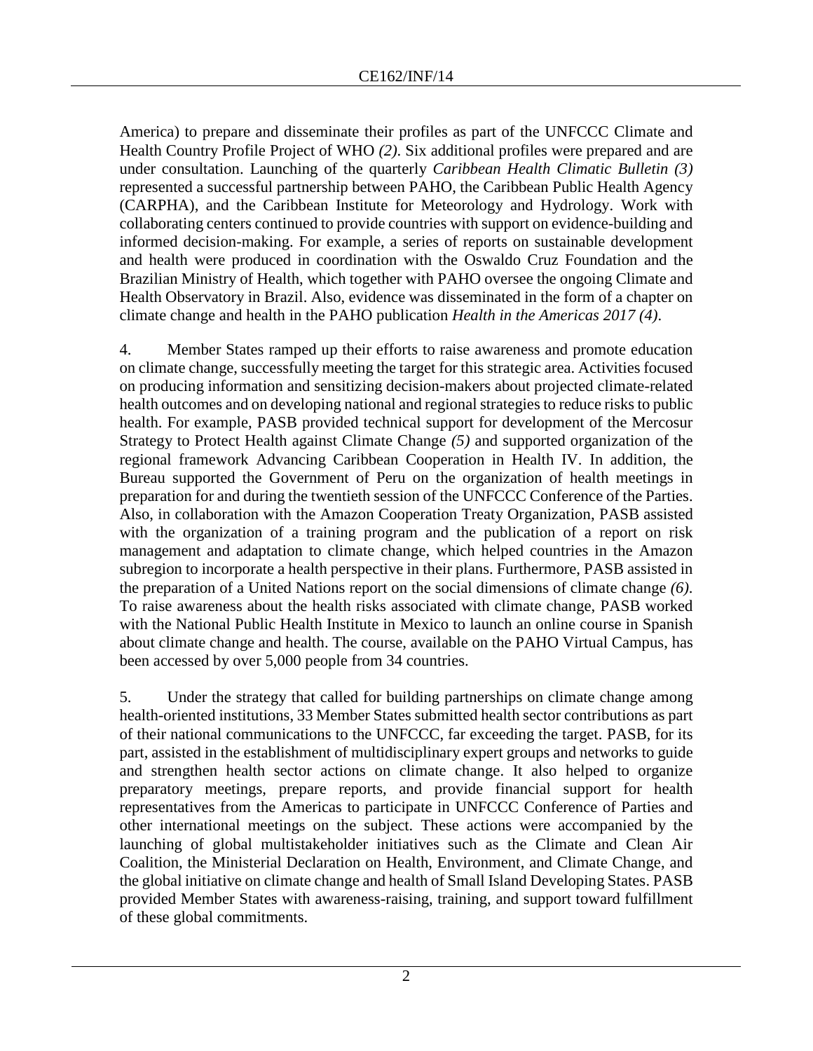America) to prepare and disseminate their profiles as part of the UNFCCC Climate and Health Country Profile Project of WHO *(2)*. Six additional profiles were prepared and are under consultation. Launching of the quarterly *Caribbean Health Climatic Bulletin (3)* represented a successful partnership between PAHO, the Caribbean Public Health Agency (CARPHA), and the Caribbean Institute for Meteorology and Hydrology. Work with collaborating centers continued to provide countries with support on evidence-building and informed decision-making. For example, a series of reports on sustainable development and health were produced in coordination with the Oswaldo Cruz Foundation and the Brazilian Ministry of Health, which together with PAHO oversee the ongoing Climate and Health Observatory in Brazil. Also, evidence was disseminated in the form of a chapter on climate change and health in the PAHO publication *Health in the Americas 2017 (4)*.

4. Member States ramped up their efforts to raise awareness and promote education on climate change, successfully meeting the target for this strategic area. Activities focused on producing information and sensitizing decision-makers about projected climate-related health outcomes and on developing national and regional strategies to reduce risks to public health. For example, PASB provided technical support for development of the Mercosur Strategy to Protect Health against Climate Change *(5)* and supported organization of the regional framework Advancing Caribbean Cooperation in Health IV. In addition, the Bureau supported the Government of Peru on the organization of health meetings in preparation for and during the twentieth session of the UNFCCC Conference of the Parties. Also, in collaboration with the Amazon Cooperation Treaty Organization, PASB assisted with the organization of a training program and the publication of a report on risk management and adaptation to climate change, which helped countries in the Amazon subregion to incorporate a health perspective in their plans. Furthermore, PASB assisted in the preparation of a United Nations report on the social dimensions of climate change *(6)*. To raise awareness about the health risks associated with climate change, PASB worked with the National Public Health Institute in Mexico to launch an online course in Spanish about climate change and health. The course, available on the PAHO Virtual Campus, has been accessed by over 5,000 people from 34 countries.

5. Under the strategy that called for building partnerships on climate change among health-oriented institutions, 33 Member States submitted health sector contributions as part of their national communications to the UNFCCC, far exceeding the target. PASB, for its part, assisted in the establishment of multidisciplinary expert groups and networks to guide and strengthen health sector actions on climate change. It also helped to organize preparatory meetings, prepare reports, and provide financial support for health representatives from the Americas to participate in UNFCCC Conference of Parties and other international meetings on the subject. These actions were accompanied by the launching of global multistakeholder initiatives such as the Climate and Clean Air Coalition, the Ministerial Declaration on Health, Environment, and Climate Change, and the global initiative on climate change and health of Small Island Developing States. PASB provided Member States with awareness-raising, training, and support toward fulfillment of these global commitments.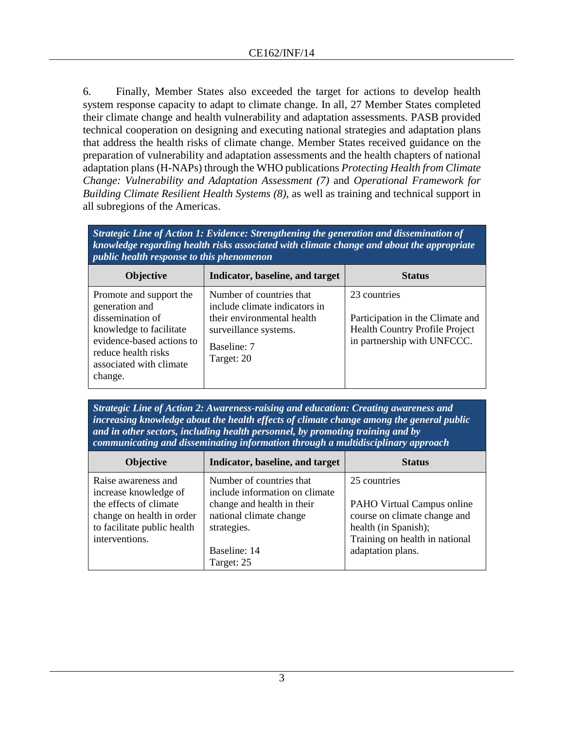6. Finally, Member States also exceeded the target for actions to develop health system response capacity to adapt to climate change. In all, 27 Member States completed their climate change and health vulnerability and adaptation assessments. PASB provided technical cooperation on designing and executing national strategies and adaptation plans that address the health risks of climate change. Member States received guidance on the preparation of vulnerability and adaptation assessments and the health chapters of national adaptation plans (H-NAPs) through the WHO publications *Protecting Health from Climate Change: Vulnerability and Adaptation Assessment (7)* and *Operational Framework for Building Climate Resilient Health Systems (8)*, as well as training and technical support in all subregions of the Americas.

| ***Strategic Line of Action 1: Evidence: Strengthening the generation and dissemination of knowledge regarding health risks associated with climate change and about the appropriate public health response to this phenomenon*** | | |
|---|---|---|
| **Objective** | **Indicator, baseline, and target** | **Status** |
| Promote and support the generation and dissemination of knowledge to facilitate evidence-based actions to reduce health risks associated with climate change. | Number of countries that include climate indicators in their environmental health surveillance systems.<br><br>Baseline: 7<br>Target: 20 | 23 countries<br><br>Participation in the Climate and Health Country Profile Project in partnership with UNFCCC. |

| ***Strategic Line of Action 2: Awareness-raising and education: Creating awareness and increasing knowledge about the health effects of climate change among the general public and in other sectors, including health personnel, by promoting training and by communicating and disseminating information through a multidisciplinary approach*** | | |
|---|---|---|
| **Objective** | **Indicator, baseline, and target** | **Status** |
| Raise awareness and increase knowledge of the effects of climate change on health in order to facilitate public health interventions. | Number of countries that include information on climate change and health in their national climate change strategies.<br><br>Baseline: 14<br>Target: 25 | 25 countries<br><br>PAHO Virtual Campus online course on climate change and health (in Spanish);<br>Training on health in national adaptation plans. |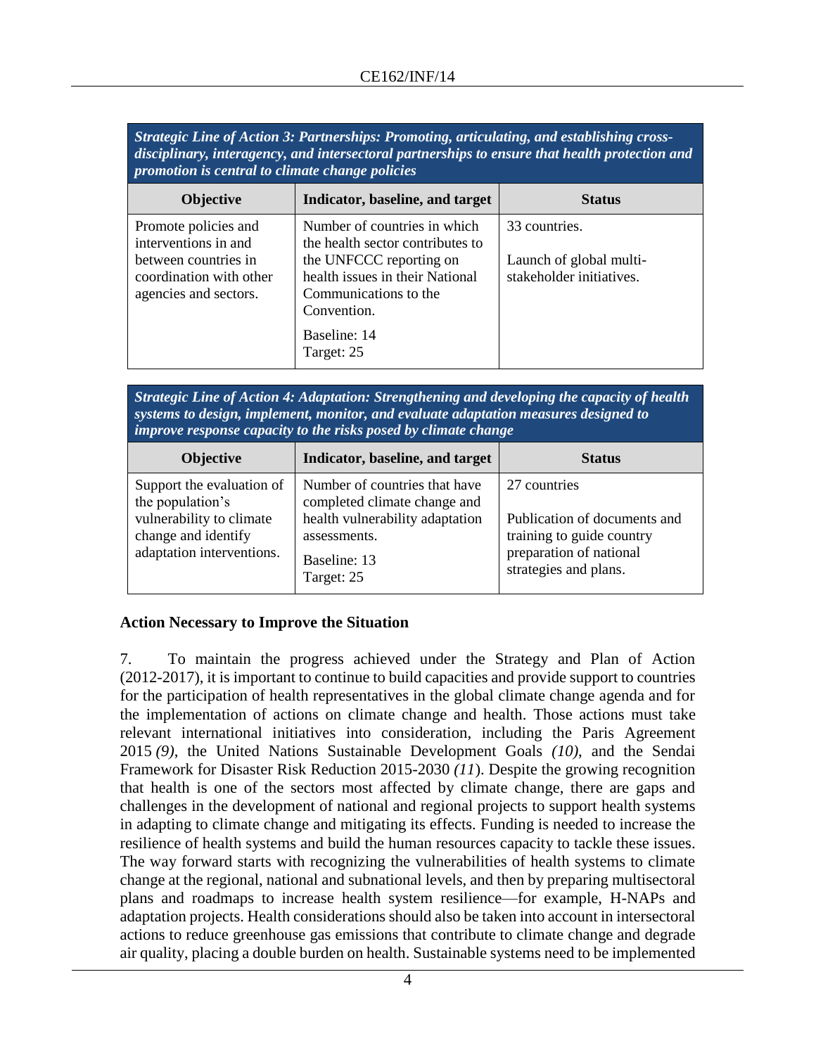| *Strategic Line of Action 3: Partnerships: Promoting, articulating, and establishing cross-disciplinary, interagency, and intersectoral partnerships to ensure that health protection and promotion is central to climate change policies* | | |
|---|---|---|
| **Objective** | **Indicator, baseline, and target** | **Status** |
| Promote policies and interventions in and between countries in coordination with other agencies and sectors. | Number of countries in which the health sector contributes to the UNFCCC reporting on health issues in their National Communications to the Convention.<br><br>Baseline: 14<br>Target: 25 | 33 countries.<br><br>Launch of global multi-stakeholder initiatives. |

| *Strategic Line of Action 4: Adaptation: Strengthening and developing the capacity of health systems to design, implement, monitor, and evaluate adaptation measures designed to improve response capacity to the risks posed by climate change* | | |
|---|---|---|
| **Objective** | **Indicator, baseline, and target** | **Status** |
| Support the evaluation of the population's vulnerability to climate change and identify adaptation interventions. | Number of countries that have completed climate change and health vulnerability adaptation assessments.<br><br>Baseline: 13<br>Target: 25 | 27 countries<br><br>Publication of documents and training to guide country preparation of national strategies and plans. |

**Action Necessary to Improve the Situation**

7. To maintain the progress achieved under the Strategy and Plan of Action (2012-2017), it is important to continue to build capacities and provide support to countries for the participation of health representatives in the global climate change agenda and for the implementation of actions on climate change and health. Those actions must take relevant international initiatives into consideration, including the Paris Agreement 2015 *(9)*, the United Nations Sustainable Development Goals *(10)*, and the Sendai Framework for Disaster Risk Reduction 2015-2030 *(11)*. Despite the growing recognition that health is one of the sectors most affected by climate change, there are gaps and challenges in the development of national and regional projects to support health systems in adapting to climate change and mitigating its effects. Funding is needed to increase the resilience of health systems and build the human resources capacity to tackle these issues. The way forward starts with recognizing the vulnerabilities of health systems to climate change at the regional, national and subnational levels, and then by preparing multisectoral plans and roadmaps to increase health system resilience—for example, H-NAPs and adaptation projects. Health considerations should also be taken into account in intersectoral actions to reduce greenhouse gas emissions that contribute to climate change and degrade air quality, placing a double burden on health. Sustainable systems need to be implemented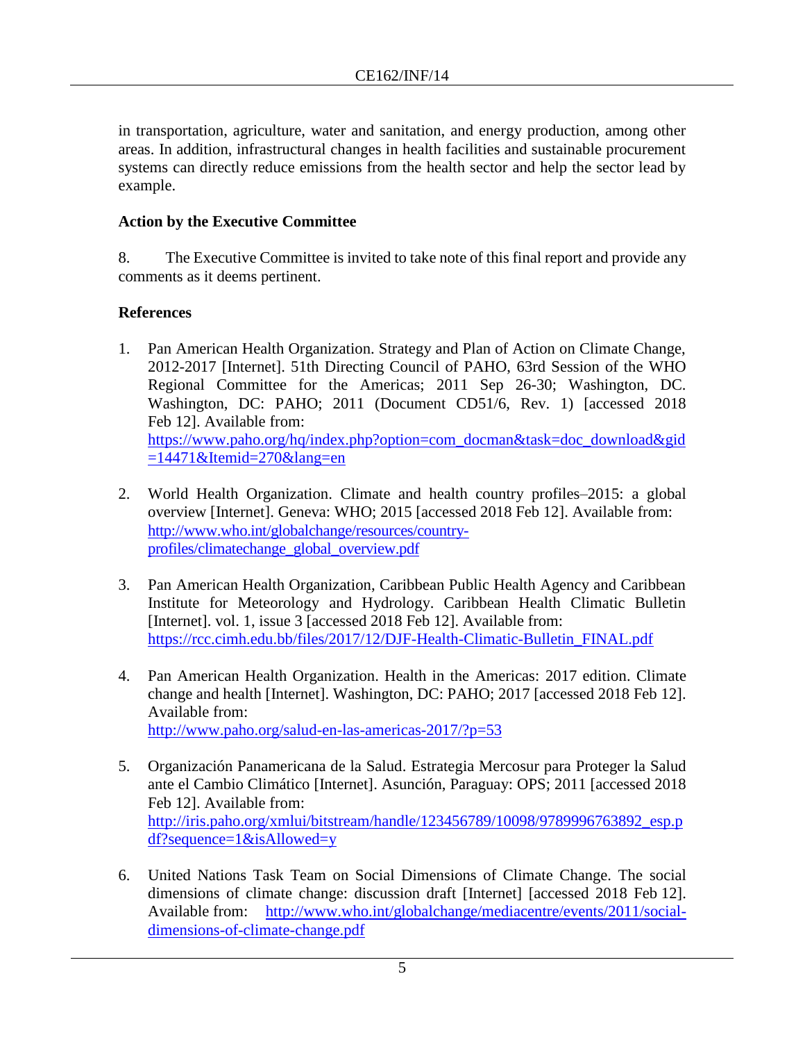in transportation, agriculture, water and sanitation, and energy production, among other areas. In addition, infrastructural changes in health facilities and sustainable procurement systems can directly reduce emissions from the health sector and help the sector lead by example.

## Action by the Executive Committee

8. The Executive Committee is invited to take note of this final report and provide any comments as it deems pertinent.

## References

1. Pan American Health Organization. Strategy and Plan of Action on Climate Change, 2012-2017 [Internet]. 51th Directing Council of PAHO, 63rd Session of the WHO Regional Committee for the Americas; 2011 Sep 26-30; Washington, DC. Washington, DC: PAHO; 2011 (Document CD51/6, Rev. 1) [accessed 2018 Feb 12]. Available from: https://www.paho.org/hq/index.php?option=com_docman&task=doc_download&gid=14471&Itemid=270&lang=en

2. World Health Organization. Climate and health country profiles–2015: a global overview [Internet]. Geneva: WHO; 2015 [accessed 2018 Feb 12]. Available from: http://www.who.int/globalchange/resources/country-profiles/climatechange_global_overview.pdf

3. Pan American Health Organization, Caribbean Public Health Agency and Caribbean Institute for Meteorology and Hydrology. Caribbean Health Climatic Bulletin [Internet]. vol. 1, issue 3 [accessed 2018 Feb 12]. Available from: https://rcc.cimh.edu.bb/files/2017/12/DJF-Health-Climatic-Bulletin_FINAL.pdf

4. Pan American Health Organization. Health in the Americas: 2017 edition. Climate change and health [Internet]. Washington, DC: PAHO; 2017 [accessed 2018 Feb 12]. Available from: http://www.paho.org/salud-en-las-americas-2017/?p=53

5. Organización Panamericana de la Salud. Estrategia Mercosur para Proteger la Salud ante el Cambio Climático [Internet]. Asunción, Paraguay: OPS; 2011 [accessed 2018 Feb 12]. Available from: http://iris.paho.org/xmlui/bitstream/handle/123456789/10098/9789996763892_esp.pdf?sequence=1&isAllowed=y

6. United Nations Task Team on Social Dimensions of Climate Change. The social dimensions of climate change: discussion draft [Internet] [accessed 2018 Feb 12]. Available from: http://www.who.int/globalchange/mediacentre/events/2011/social-dimensions-of-climate-change.pdf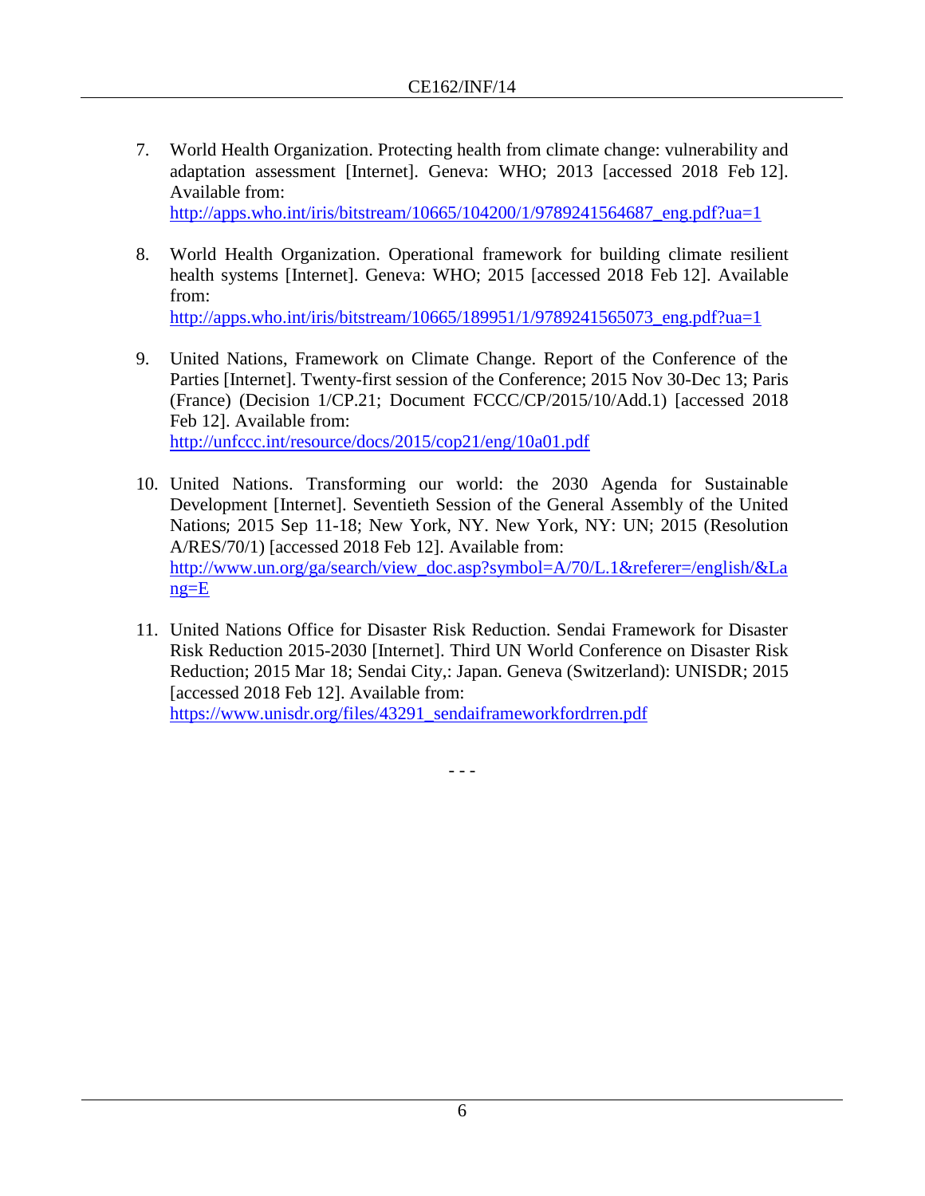7. World Health Organization. Protecting health from climate change: vulnerability and adaptation assessment [Internet]. Geneva: WHO; 2013 [accessed 2018 Feb 12]. Available from: http://apps.who.int/iris/bitstream/10665/104200/1/9789241564687_eng.pdf?ua=1

8. World Health Organization. Operational framework for building climate resilient health systems [Internet]. Geneva: WHO; 2015 [accessed 2018 Feb 12]. Available from: http://apps.who.int/iris/bitstream/10665/189951/1/9789241565073_eng.pdf?ua=1

9. United Nations, Framework on Climate Change. Report of the Conference of the Parties [Internet]. Twenty-first session of the Conference; 2015 Nov 30-Dec 13; Paris (France) (Decision 1/CP.21; Document FCCC/CP/2015/10/Add.1) [accessed 2018 Feb 12]. Available from: http://unfccc.int/resource/docs/2015/cop21/eng/10a01.pdf

10. United Nations. Transforming our world: the 2030 Agenda for Sustainable Development [Internet]. Seventieth Session of the General Assembly of the United Nations; 2015 Sep 11-18; New York, NY. New York, NY: UN; 2015 (Resolution A/RES/70/1) [accessed 2018 Feb 12]. Available from: http://www.un.org/ga/search/view_doc.asp?symbol=A/70/L.1&referer=/english/&Lang=E

11. United Nations Office for Disaster Risk Reduction. Sendai Framework for Disaster Risk Reduction 2015-2030 [Internet]. Third UN World Conference on Disaster Risk Reduction; 2015 Mar 18; Sendai City,: Japan. Geneva (Switzerland): UNISDR; 2015 [accessed 2018 Feb 12]. Available from: https://www.unisdr.org/files/43291_sendaiframeworkfordrren.pdf

- - -